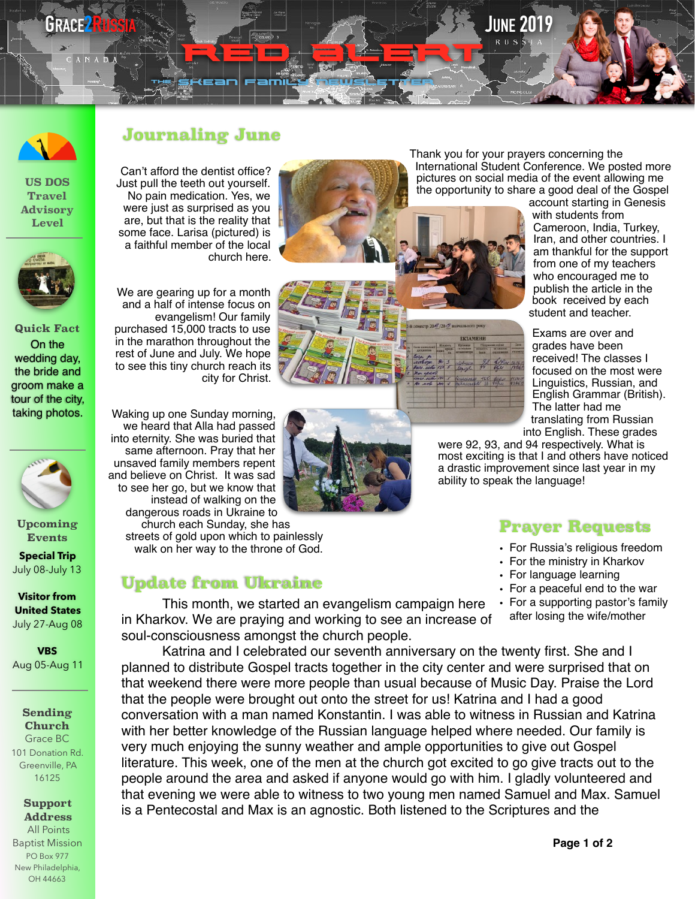# GRACE2RUSSIA — RED ALERT

THE SKEAN FAMILY NEWSLETTER

JUNE 2019

**US DOS Travel Advisory Level**

**Quick Fact**

On the wedding day, the bride and groom make a tour of the city, taking photos.

**Upcoming Events**

**Special Trip**
July 08-July 13

**Visitor from United States**
July 27-Aug 08

**VBS**
Aug 05-Aug 11

**Sending Church**
Grace BC
101 Donation Rd.
Greenville, PA
16125

**Support Address**
All Points Baptist Mission
PO Box 977
New Philadelphia, OH 44663

## Journaling June

Can't afford the dentist office? Just pull the teeth out yourself. No pain medication. Yes, we were just as surprised as you are, but that is the reality that some face. Larisa (pictured) is a faithful member of the local church here.

We are gearing up for a month and a half of intense focus on evangelism! Our family purchased 15,000 tracts to use in the marathon throughout the rest of June and July. We hope to see this tiny church reach its city for Christ.

Waking up one Sunday morning, we heard that Alla had passed into eternity. She was buried that same afternoon. Pray that her unsaved family members repent and believe on Christ. It was sad to see her go, but we know that instead of walking on the dangerous roads in Ukraine to church each Sunday, she has streets of gold upon which to painlessly walk on her way to the throne of God.

Thank you for your prayers concerning the International Student Conference. We posted more pictures on social media of the event allowing me the opportunity to share a good deal of the Gospel account starting in Genesis with students from Cameroon, India, Turkey, Iran, and other countries. I am thankful for the support from one of my teachers who encouraged me to publish the article in the book received by each student and teacher.

Exams are over and grades have been received! The classes I focused on the most were Linguistics, Russian, and English Grammar (British). The latter had me translating from Russian into English. These grades were 92, 93, and 94 respectively. What is most exciting is that I and others have noticed a drastic improvement since last year in my ability to speak the language!

## Prayer Requests

- For Russia's religious freedom
- For the ministry in Kharkov
- For language learning
- For a peaceful end to the war
- For a supporting pastor's family after losing the wife/mother

## Update from Ukraine

This month, we started an evangelism campaign here in Kharkov. We are praying and working to see an increase of soul-consciousness amongst the church people.

Katrina and I celebrated our seventh anniversary on the twenty first. She and I planned to distribute Gospel tracts together in the city center and were surprised that on that weekend there were more people than usual because of Music Day. Praise the Lord that the people were brought out onto the street for us! Katrina and I had a good conversation with a man named Konstantin. I was able to witness in Russian and Katrina with her better knowledge of the Russian language helped where needed. Our family is very much enjoying the sunny weather and ample opportunities to give out Gospel literature. This week, one of the men at the church got excited to go give tracts out to the people around the area and asked if anyone would go with him. I gladly volunteered and that evening we were able to witness to two young men named Samuel and Max. Samuel is a Pentecostal and Max is an agnostic. Both listened to the Scriptures and the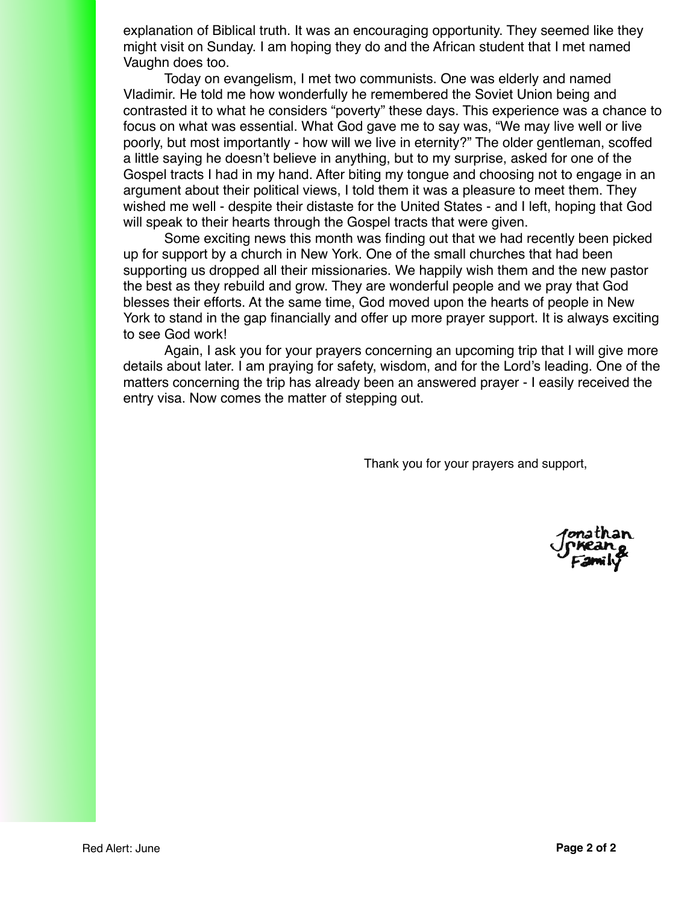explanation of Biblical truth. It was an encouraging opportunity. They seemed like they might visit on Sunday. I am hoping they do and the African student that I met named Vaughn does too.

Today on evangelism, I met two communists. One was elderly and named Vladimir. He told me how wonderfully he remembered the Soviet Union being and contrasted it to what he considers "poverty" these days. This experience was a chance to focus on what was essential. What God gave me to say was, "We may live well or live poorly, but most importantly - how will we live in eternity?" The older gentleman, scoffed a little saying he doesn't believe in anything, but to my surprise, asked for one of the Gospel tracts I had in my hand. After biting my tongue and choosing not to engage in an argument about their political views, I told them it was a pleasure to meet them. They wished me well - despite their distaste for the United States - and I left, hoping that God will speak to their hearts through the Gospel tracts that were given.

Some exciting news this month was finding out that we had recently been picked up for support by a church in New York. One of the small churches that had been supporting us dropped all their missionaries. We happily wish them and the new pastor the best as they rebuild and grow. They are wonderful people and we pray that God blesses their efforts. At the same time, God moved upon the hearts of people in New York to stand in the gap financially and offer up more prayer support. It is always exciting to see God work!

Again, I ask you for your prayers concerning an upcoming trip that I will give more details about later. I am praying for safety, wisdom, and for the Lord's leading. One of the matters concerning the trip has already been an answered prayer - I easily received the entry visa. Now comes the matter of stepping out.

Thank you for your prayers and support,

Jonathan Srkean & Family